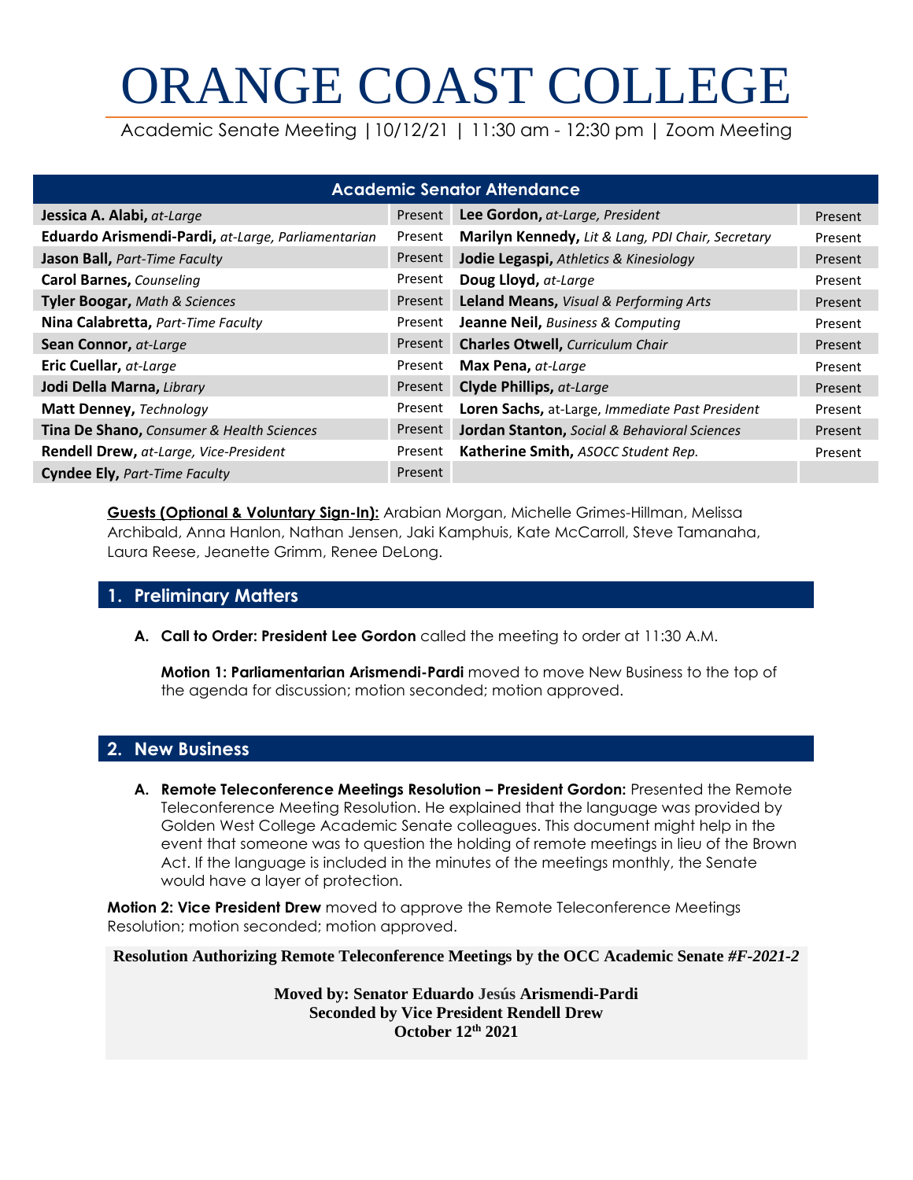# ORANGE COAST COLLEGE

Academic Senate Meeting | 10/12/21 | 11:30 am - 12:30 pm | Zoom Meeting

| Academic Senator Attendance | | | |
|---|---|---|---|
| **Jessica A. Alabi,** *at-Large* | Present | **Lee Gordon,** *at-Large, President* | Present |
| **Eduardo Arismendi-Pardi,** *at-Large, Parliamentarian* | Present | **Marilyn Kennedy,** *Lit & Lang, PDI Chair, Secretary* | Present |
| **Jason Ball,** *Part-Time Faculty* | Present | **Jodie Legaspi,** *Athletics & Kinesiology* | Present |
| **Carol Barnes,** *Counseling* | Present | **Doug Lloyd,** *at-Large* | Present |
| **Tyler Boogar,** *Math & Sciences* | Present | **Leland Means,** *Visual & Performing Arts* | Present |
| **Nina Calabretta,** *Part-Time Faculty* | Present | **Jeanne Neil,** *Business & Computing* | Present |
| **Sean Connor,** *at-Large* | Present | **Charles Otwell,** *Curriculum Chair* | Present |
| **Eric Cuellar,** *at-Large* | Present | **Max Pena,** *at-Large* | Present |
| **Jodi Della Marna,** *Library* | Present | **Clyde Phillips,** *at-Large* | Present |
| **Matt Denney,** *Technology* | Present | **Loren Sachs,** at-Large, *Immediate Past President* | Present |
| **Tina De Shano,** *Consumer & Health Sciences* | Present | **Jordan Stanton,** *Social & Behavioral Sciences* | Present |
| **Rendell Drew,** *at-Large, Vice-President* | Present | **Katherine Smith,** *ASOCC Student Rep.* | Present |
| **Cyndee Ely,** *Part-Time Faculty* | Present | | |

**Guests (Optional & Voluntary Sign-In):** Arabian Morgan, Michelle Grimes-Hillman, Melissa Archibald, Anna Hanlon, Nathan Jensen, Jaki Kamphuis, Kate McCarroll, Steve Tamanaha, Laura Reese, Jeanette Grimm, Renee DeLong.

## 1. Preliminary Matters

**A. Call to Order: President Lee Gordon** called the meeting to order at 11:30 A.M.

**Motion 1: Parliamentarian Arismendi-Pardi** moved to move New Business to the top of the agenda for discussion; motion seconded; motion approved.

## 2. New Business

**A. Remote Teleconference Meetings Resolution – President Gordon:** Presented the Remote Teleconference Meeting Resolution. He explained that the language was provided by Golden West College Academic Senate colleagues. This document might help in the event that someone was to question the holding of remote meetings in lieu of the Brown Act. If the language is included in the minutes of the meetings monthly, the Senate would have a layer of protection.

**Motion 2: Vice President Drew** moved to approve the Remote Teleconference Meetings Resolution; motion seconded; motion approved.

**Resolution Authorizing Remote Teleconference Meetings by the OCC Academic Senate *#F-2021-2***

**Moved by: Senator Eduardo Jesús Arismendi-Pardi**
**Seconded by Vice President Rendell Drew**
**October 12th 2021**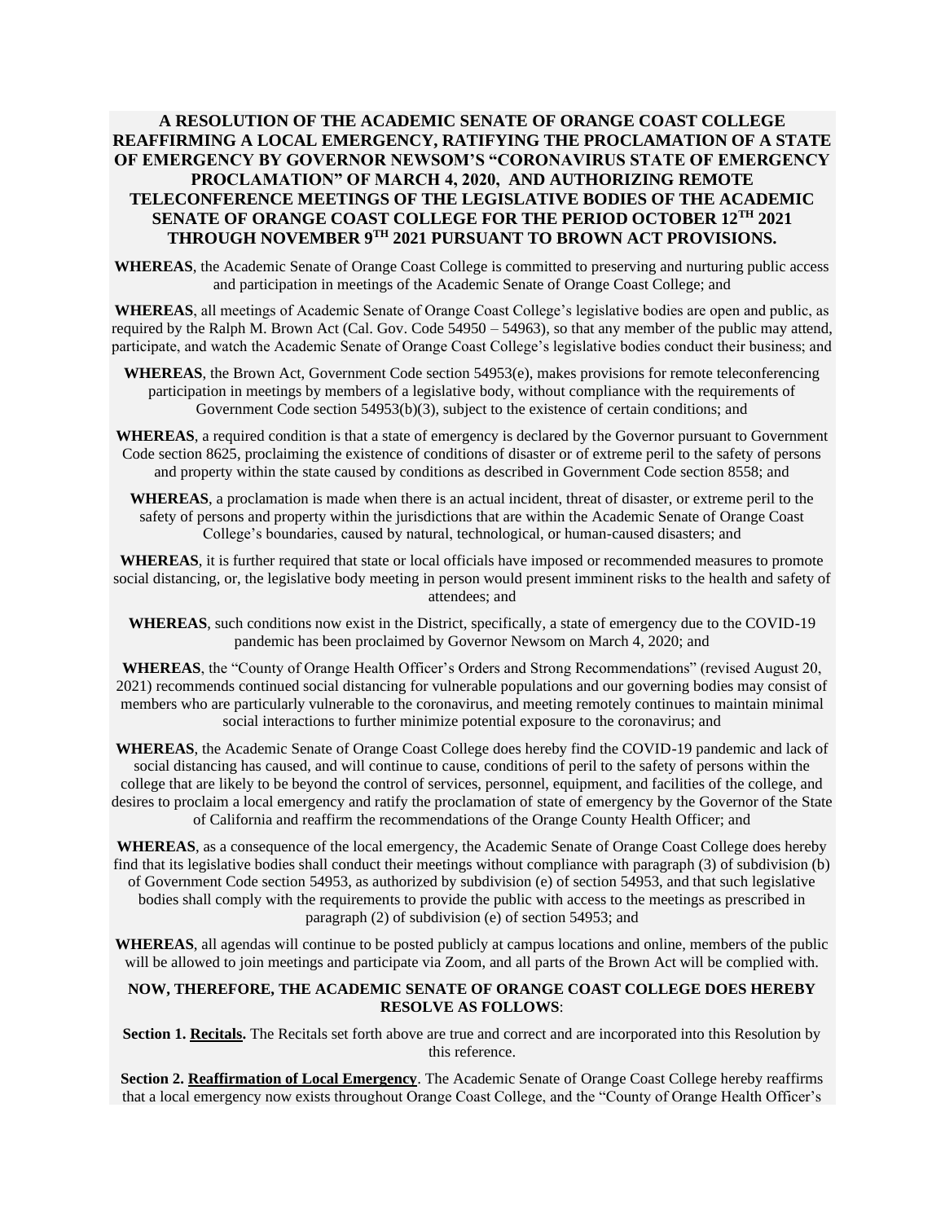**A RESOLUTION OF THE ACADEMIC SENATE OF ORANGE COAST COLLEGE REAFFIRMING A LOCAL EMERGENCY, RATIFYING THE PROCLAMATION OF A STATE OF EMERGENCY BY GOVERNOR NEWSOM'S "CORONAVIRUS STATE OF EMERGENCY PROCLAMATION" OF MARCH 4, 2020, AND AUTHORIZING REMOTE TELECONFERENCE MEETINGS OF THE LEGISLATIVE BODIES OF THE ACADEMIC SENATE OF ORANGE COAST COLLEGE FOR THE PERIOD OCTOBER 12TH 2021 THROUGH NOVEMBER 9TH 2021 PURSUANT TO BROWN ACT PROVISIONS.**

**WHEREAS**, the Academic Senate of Orange Coast College is committed to preserving and nurturing public access and participation in meetings of the Academic Senate of Orange Coast College; and

**WHEREAS**, all meetings of Academic Senate of Orange Coast College's legislative bodies are open and public, as required by the Ralph M. Brown Act (Cal. Gov. Code 54950 – 54963), so that any member of the public may attend, participate, and watch the Academic Senate of Orange Coast College's legislative bodies conduct their business; and

**WHEREAS**, the Brown Act, Government Code section 54953(e), makes provisions for remote teleconferencing participation in meetings by members of a legislative body, without compliance with the requirements of Government Code section 54953(b)(3), subject to the existence of certain conditions; and

**WHEREAS**, a required condition is that a state of emergency is declared by the Governor pursuant to Government Code section 8625, proclaiming the existence of conditions of disaster or of extreme peril to the safety of persons and property within the state caused by conditions as described in Government Code section 8558; and

**WHEREAS**, a proclamation is made when there is an actual incident, threat of disaster, or extreme peril to the safety of persons and property within the jurisdictions that are within the Academic Senate of Orange Coast College's boundaries, caused by natural, technological, or human-caused disasters; and

**WHEREAS**, it is further required that state or local officials have imposed or recommended measures to promote social distancing, or, the legislative body meeting in person would present imminent risks to the health and safety of attendees; and

**WHEREAS**, such conditions now exist in the District, specifically, a state of emergency due to the COVID-19 pandemic has been proclaimed by Governor Newsom on March 4, 2020; and

**WHEREAS**, the "County of Orange Health Officer's Orders and Strong Recommendations" (revised August 20, 2021) recommends continued social distancing for vulnerable populations and our governing bodies may consist of members who are particularly vulnerable to the coronavirus, and meeting remotely continues to maintain minimal social interactions to further minimize potential exposure to the coronavirus; and

**WHEREAS**, the Academic Senate of Orange Coast College does hereby find the COVID-19 pandemic and lack of social distancing has caused, and will continue to cause, conditions of peril to the safety of persons within the college that are likely to be beyond the control of services, personnel, equipment, and facilities of the college, and desires to proclaim a local emergency and ratify the proclamation of state of emergency by the Governor of the State of California and reaffirm the recommendations of the Orange County Health Officer; and

**WHEREAS**, as a consequence of the local emergency, the Academic Senate of Orange Coast College does hereby find that its legislative bodies shall conduct their meetings without compliance with paragraph (3) of subdivision (b) of Government Code section 54953, as authorized by subdivision (e) of section 54953, and that such legislative bodies shall comply with the requirements to provide the public with access to the meetings as prescribed in paragraph (2) of subdivision (e) of section 54953; and

**WHEREAS**, all agendas will continue to be posted publicly at campus locations and online, members of the public will be allowed to join meetings and participate via Zoom, and all parts of the Brown Act will be complied with.

**NOW, THEREFORE, THE ACADEMIC SENATE OF ORANGE COAST COLLEGE DOES HEREBY RESOLVE AS FOLLOWS**:

**Section 1. Recitals.** The Recitals set forth above are true and correct and are incorporated into this Resolution by this reference.

**Section 2. Reaffirmation of Local Emergency**. The Academic Senate of Orange Coast College hereby reaffirms that a local emergency now exists throughout Orange Coast College, and the "County of Orange Health Officer's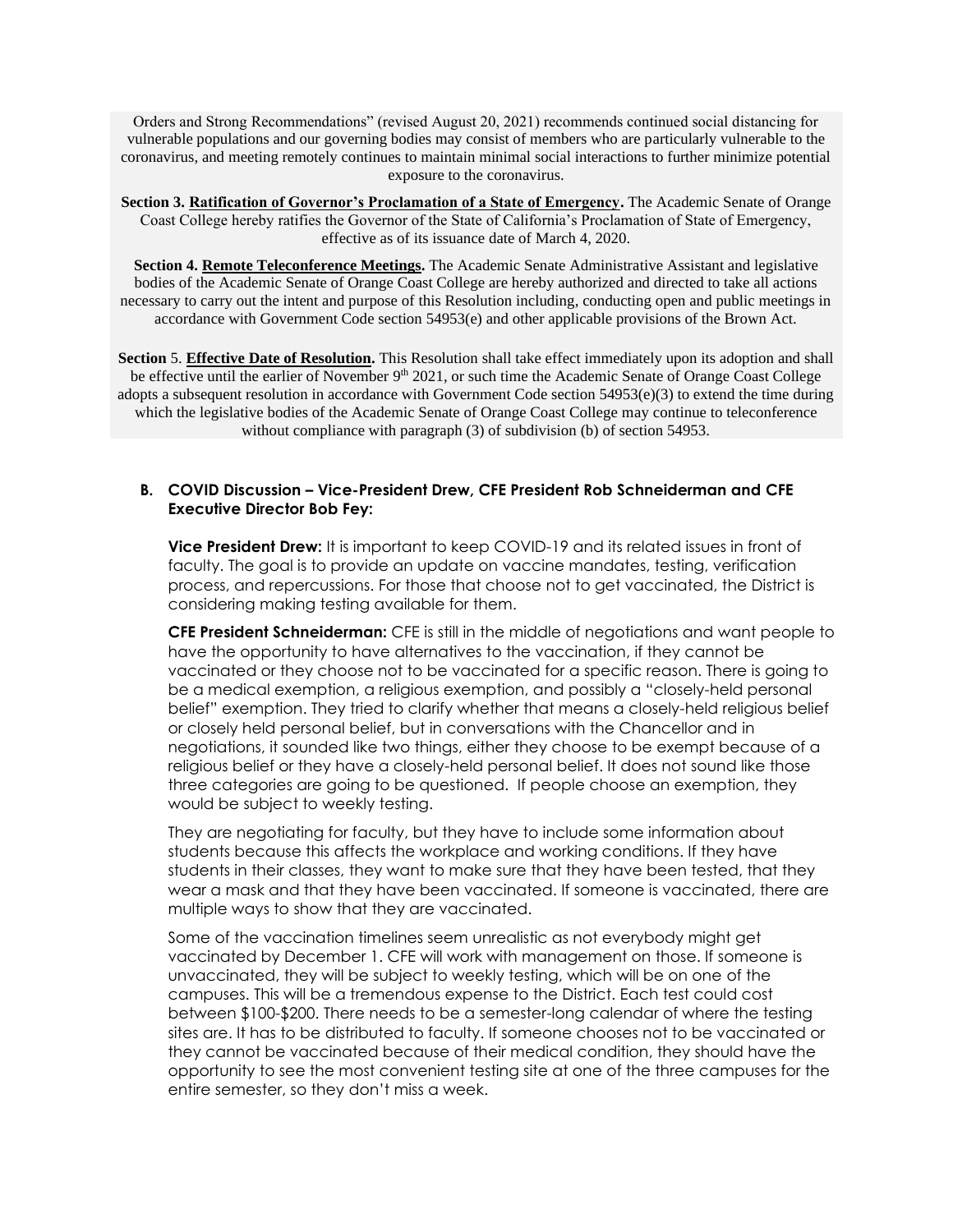Orders and Strong Recommendations" (revised August 20, 2021) recommends continued social distancing for vulnerable populations and our governing bodies may consist of members who are particularly vulnerable to the coronavirus, and meeting remotely continues to maintain minimal social interactions to further minimize potential exposure to the coronavirus.

**Section 3. Ratification of Governor's Proclamation of a State of Emergency.** The Academic Senate of Orange Coast College hereby ratifies the Governor of the State of California's Proclamation of State of Emergency, effective as of its issuance date of March 4, 2020.

**Section 4. Remote Teleconference Meetings.** The Academic Senate Administrative Assistant and legislative bodies of the Academic Senate of Orange Coast College are hereby authorized and directed to take all actions necessary to carry out the intent and purpose of this Resolution including, conducting open and public meetings in accordance with Government Code section 54953(e) and other applicable provisions of the Brown Act.

**Section** 5. **Effective Date of Resolution.** This Resolution shall take effect immediately upon its adoption and shall be effective until the earlier of November 9th 2021, or such time the Academic Senate of Orange Coast College adopts a subsequent resolution in accordance with Government Code section 54953(e)(3) to extend the time during which the legislative bodies of the Academic Senate of Orange Coast College may continue to teleconference without compliance with paragraph (3) of subdivision (b) of section 54953.

### B. COVID Discussion – Vice-President Drew, CFE President Rob Schneiderman and CFE Executive Director Bob Fey:

**Vice President Drew:** It is important to keep COVID-19 and its related issues in front of faculty. The goal is to provide an update on vaccine mandates, testing, verification process, and repercussions. For those that choose not to get vaccinated, the District is considering making testing available for them.

**CFE President Schneiderman:** CFE is still in the middle of negotiations and want people to have the opportunity to have alternatives to the vaccination, if they cannot be vaccinated or they choose not to be vaccinated for a specific reason. There is going to be a medical exemption, a religious exemption, and possibly a "closely-held personal belief" exemption. They tried to clarify whether that means a closely-held religious belief or closely held personal belief, but in conversations with the Chancellor and in negotiations, it sounded like two things, either they choose to be exempt because of a religious belief or they have a closely-held personal belief. It does not sound like those three categories are going to be questioned. If people choose an exemption, they would be subject to weekly testing.

They are negotiating for faculty, but they have to include some information about students because this affects the workplace and working conditions. If they have students in their classes, they want to make sure that they have been tested, that they wear a mask and that they have been vaccinated. If someone is vaccinated, there are multiple ways to show that they are vaccinated.

Some of the vaccination timelines seem unrealistic as not everybody might get vaccinated by December 1. CFE will work with management on those. If someone is unvaccinated, they will be subject to weekly testing, which will be on one of the campuses. This will be a tremendous expense to the District. Each test could cost between $100-$200. There needs to be a semester-long calendar of where the testing sites are. It has to be distributed to faculty. If someone chooses not to be vaccinated or they cannot be vaccinated because of their medical condition, they should have the opportunity to see the most convenient testing site at one of the three campuses for the entire semester, so they don't miss a week.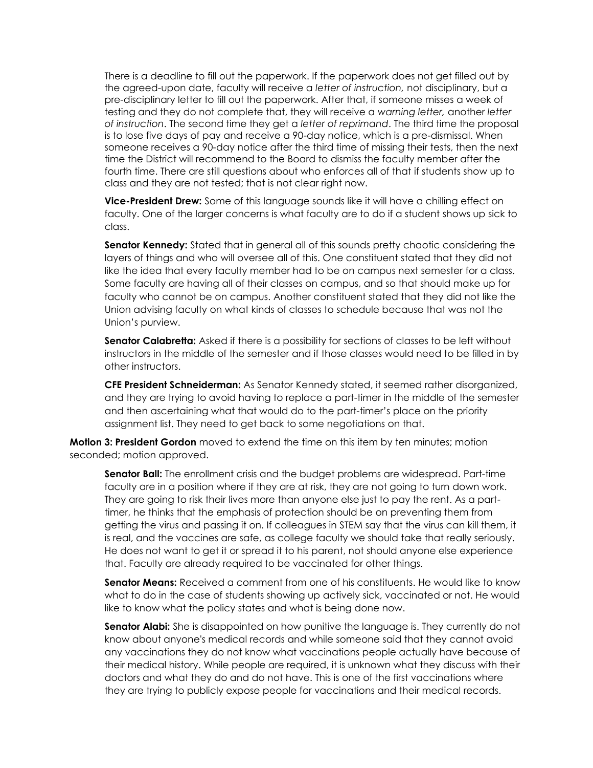There is a deadline to fill out the paperwork. If the paperwork does not get filled out by the agreed-upon date, faculty will receive a *letter of instruction,* not disciplinary, but a pre-disciplinary letter to fill out the paperwork. After that, if someone misses a week of testing and they do not complete that, they will receive a *warning letter,* another *letter of instruction*. The second time they get a *letter of reprimand*. The third time the proposal is to lose five days of pay and receive a 90-day notice, which is a pre-dismissal. When someone receives a 90-day notice after the third time of missing their tests, then the next time the District will recommend to the Board to dismiss the faculty member after the fourth time. There are still questions about who enforces all of that if students show up to class and they are not tested; that is not clear right now.

**Vice-President Drew:** Some of this language sounds like it will have a chilling effect on faculty. One of the larger concerns is what faculty are to do if a student shows up sick to class.

**Senator Kennedy:** Stated that in general all of this sounds pretty chaotic considering the layers of things and who will oversee all of this. One constituent stated that they did not like the idea that every faculty member had to be on campus next semester for a class. Some faculty are having all of their classes on campus, and so that should make up for faculty who cannot be on campus. Another constituent stated that they did not like the Union advising faculty on what kinds of classes to schedule because that was not the Union's purview.

**Senator Calabretta:** Asked if there is a possibility for sections of classes to be left without instructors in the middle of the semester and if those classes would need to be filled in by other instructors.

**CFE President Schneiderman:** As Senator Kennedy stated, it seemed rather disorganized, and they are trying to avoid having to replace a part-timer in the middle of the semester and then ascertaining what that would do to the part-timer's place on the priority assignment list. They need to get back to some negotiations on that.

**Motion 3: President Gordon** moved to extend the time on this item by ten minutes; motion seconded; motion approved.

**Senator Ball:** The enrollment crisis and the budget problems are widespread. Part-time faculty are in a position where if they are at risk, they are not going to turn down work. They are going to risk their lives more than anyone else just to pay the rent. As a part-timer, he thinks that the emphasis of protection should be on preventing them from getting the virus and passing it on. If colleagues in STEM say that the virus can kill them, it is real, and the vaccines are safe, as college faculty we should take that really seriously. He does not want to get it or spread it to his parent, not should anyone else experience that. Faculty are already required to be vaccinated for other things.

**Senator Means:** Received a comment from one of his constituents. He would like to know what to do in the case of students showing up actively sick, vaccinated or not. He would like to know what the policy states and what is being done now.

**Senator Alabi:** She is disappointed on how punitive the language is. They currently do not know about anyone's medical records and while someone said that they cannot avoid any vaccinations they do not know what vaccinations people actually have because of their medical history. While people are required, it is unknown what they discuss with their doctors and what they do and do not have. This is one of the first vaccinations where they are trying to publicly expose people for vaccinations and their medical records.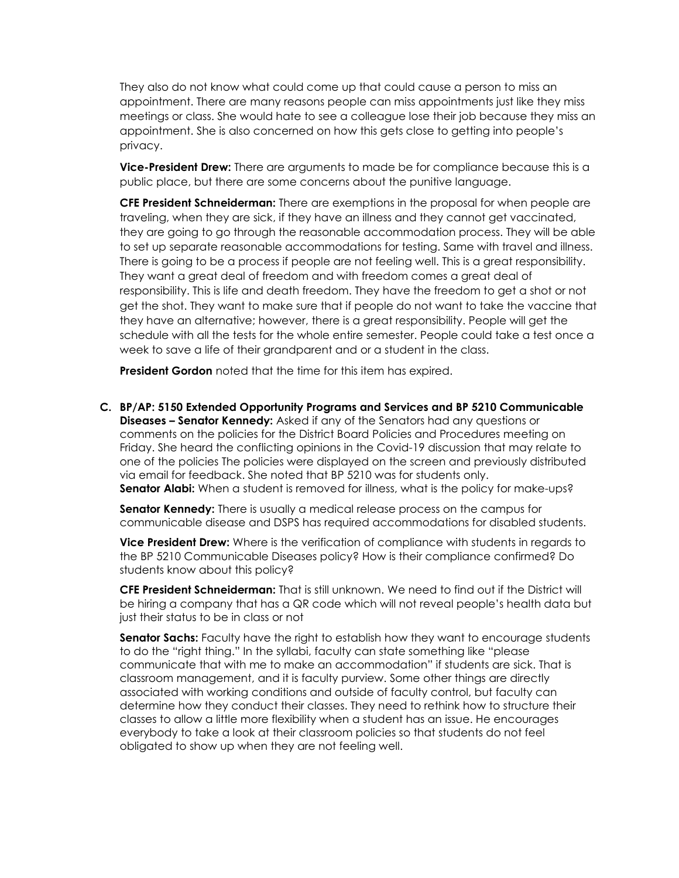They also do not know what could come up that could cause a person to miss an appointment. There are many reasons people can miss appointments just like they miss meetings or class. She would hate to see a colleague lose their job because they miss an appointment. She is also concerned on how this gets close to getting into people's privacy.

**Vice-President Drew:** There are arguments to made be for compliance because this is a public place, but there are some concerns about the punitive language.

**CFE President Schneiderman:** There are exemptions in the proposal for when people are traveling, when they are sick, if they have an illness and they cannot get vaccinated, they are going to go through the reasonable accommodation process. They will be able to set up separate reasonable accommodations for testing. Same with travel and illness. There is going to be a process if people are not feeling well. This is a great responsibility. They want a great deal of freedom and with freedom comes a great deal of responsibility. This is life and death freedom. They have the freedom to get a shot or not get the shot. They want to make sure that if people do not want to take the vaccine that they have an alternative; however, there is a great responsibility. People will get the schedule with all the tests for the whole entire semester. People could take a test once a week to save a life of their grandparent and or a student in the class.

**President Gordon** noted that the time for this item has expired.

**C. BP/AP: 5150 Extended Opportunity Programs and Services and BP 5210 Communicable Diseases – Senator Kennedy:** Asked if any of the Senators had any questions or comments on the policies for the District Board Policies and Procedures meeting on Friday. She heard the conflicting opinions in the Covid-19 discussion that may relate to one of the policies The policies were displayed on the screen and previously distributed via email for feedback. She noted that BP 5210 was for students only.
**Senator Alabi:** When a student is removed for illness, what is the policy for make-ups?

**Senator Kennedy:** There is usually a medical release process on the campus for communicable disease and DSPS has required accommodations for disabled students.

**Vice President Drew:** Where is the verification of compliance with students in regards to the BP 5210 Communicable Diseases policy? How is their compliance confirmed? Do students know about this policy?

**CFE President Schneiderman:** That is still unknown. We need to find out if the District will be hiring a company that has a QR code which will not reveal people's health data but just their status to be in class or not

**Senator Sachs:** Faculty have the right to establish how they want to encourage students to do the "right thing." In the syllabi, faculty can state something like "please communicate that with me to make an accommodation" if students are sick. That is classroom management, and it is faculty purview. Some other things are directly associated with working conditions and outside of faculty control, but faculty can determine how they conduct their classes. They need to rethink how to structure their classes to allow a little more flexibility when a student has an issue. He encourages everybody to take a look at their classroom policies so that students do not feel obligated to show up when they are not feeling well.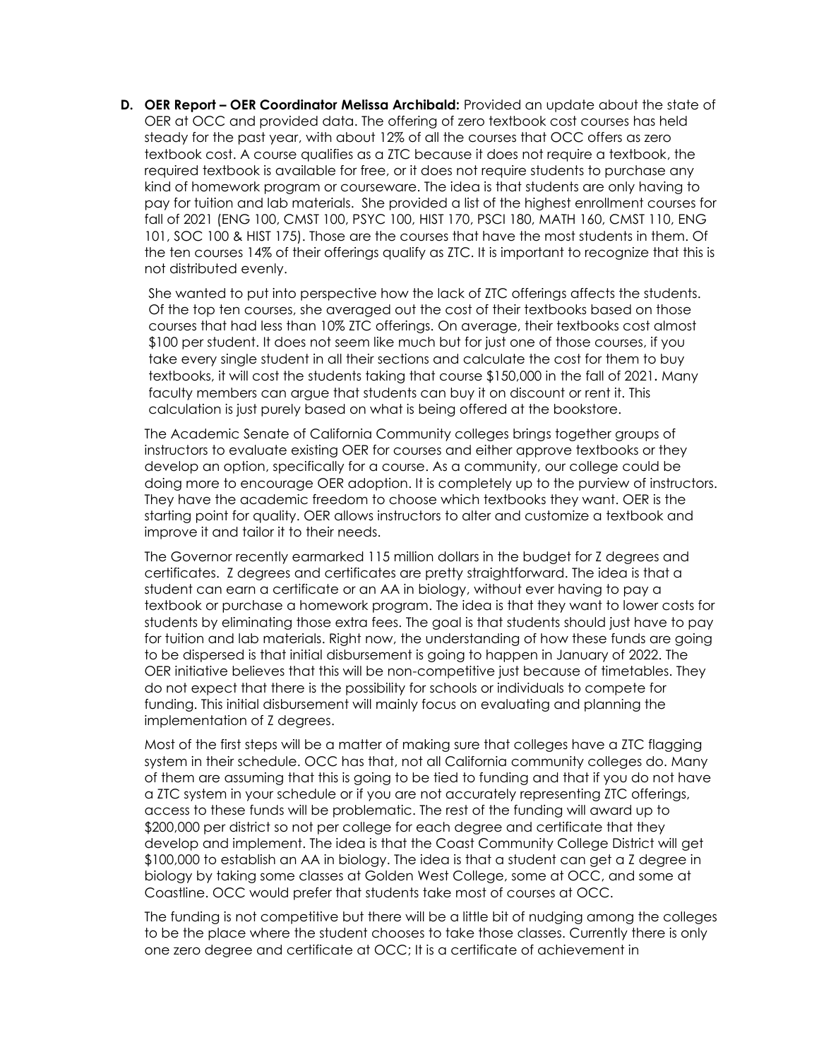**D. OER Report – OER Coordinator Melissa Archibald:** Provided an update about the state of OER at OCC and provided data. The offering of zero textbook cost courses has held steady for the past year, with about 12% of all the courses that OCC offers as zero textbook cost. A course qualifies as a ZTC because it does not require a textbook, the required textbook is available for free, or it does not require students to purchase any kind of homework program or courseware. The idea is that students are only having to pay for tuition and lab materials. She provided a list of the highest enrollment courses for fall of 2021 (ENG 100, CMST 100, PSYC 100, HIST 170, PSCI 180, MATH 160, CMST 110, ENG 101, SOC 100 & HIST 175). Those are the courses that have the most students in them. Of the ten courses 14% of their offerings qualify as ZTC. It is important to recognize that this is not distributed evenly.

She wanted to put into perspective how the lack of ZTC offerings affects the students. Of the top ten courses, she averaged out the cost of their textbooks based on those courses that had less than 10% ZTC offerings. On average, their textbooks cost almost $100 per student. It does not seem like much but for just one of those courses, if you take every single student in all their sections and calculate the cost for them to buy textbooks, it will cost the students taking that course $150,000 in the fall of 2021. Many faculty members can argue that students can buy it on discount or rent it. This calculation is just purely based on what is being offered at the bookstore.

The Academic Senate of California Community colleges brings together groups of instructors to evaluate existing OER for courses and either approve textbooks or they develop an option, specifically for a course. As a community, our college could be doing more to encourage OER adoption. It is completely up to the purview of instructors. They have the academic freedom to choose which textbooks they want. OER is the starting point for quality. OER allows instructors to alter and customize a textbook and improve it and tailor it to their needs.

The Governor recently earmarked 115 million dollars in the budget for Z degrees and certificates. Z degrees and certificates are pretty straightforward. The idea is that a student can earn a certificate or an AA in biology, without ever having to pay a textbook or purchase a homework program. The idea is that they want to lower costs for students by eliminating those extra fees. The goal is that students should just have to pay for tuition and lab materials. Right now, the understanding of how these funds are going to be dispersed is that initial disbursement is going to happen in January of 2022. The OER initiative believes that this will be non-competitive just because of timetables. They do not expect that there is the possibility for schools or individuals to compete for funding. This initial disbursement will mainly focus on evaluating and planning the implementation of Z degrees.

Most of the first steps will be a matter of making sure that colleges have a ZTC flagging system in their schedule. OCC has that, not all California community colleges do. Many of them are assuming that this is going to be tied to funding and that if you do not have a ZTC system in your schedule or if you are not accurately representing ZTC offerings, access to these funds will be problematic. The rest of the funding will award up to $200,000 per district so not per college for each degree and certificate that they develop and implement. The idea is that the Coast Community College District will get $100,000 to establish an AA in biology. The idea is that a student can get a Z degree in biology by taking some classes at Golden West College, some at OCC, and some at Coastline. OCC would prefer that students take most of courses at OCC.

The funding is not competitive but there will be a little bit of nudging among the colleges to be the place where the student chooses to take those classes. Currently there is only one zero degree and certificate at OCC; It is a certificate of achievement in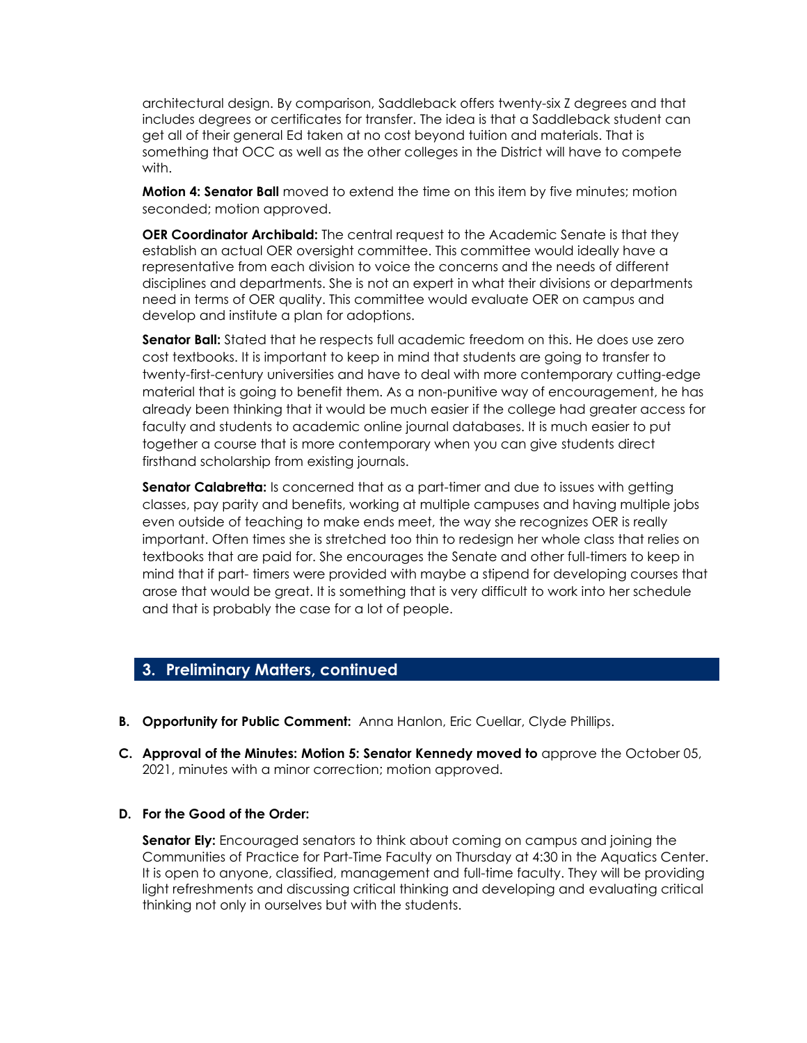architectural design. By comparison, Saddleback offers twenty-six Z degrees and that includes degrees or certificates for transfer. The idea is that a Saddleback student can get all of their general Ed taken at no cost beyond tuition and materials. That is something that OCC as well as the other colleges in the District will have to compete with.

**Motion 4: Senator Ball** moved to extend the time on this item by five minutes; motion seconded; motion approved.

**OER Coordinator Archibald:** The central request to the Academic Senate is that they establish an actual OER oversight committee. This committee would ideally have a representative from each division to voice the concerns and the needs of different disciplines and departments. She is not an expert in what their divisions or departments need in terms of OER quality. This committee would evaluate OER on campus and develop and institute a plan for adoptions.

**Senator Ball:** Stated that he respects full academic freedom on this. He does use zero cost textbooks. It is important to keep in mind that students are going to transfer to twenty-first-century universities and have to deal with more contemporary cutting-edge material that is going to benefit them. As a non-punitive way of encouragement, he has already been thinking that it would be much easier if the college had greater access for faculty and students to academic online journal databases. It is much easier to put together a course that is more contemporary when you can give students direct firsthand scholarship from existing journals.

**Senator Calabretta:** Is concerned that as a part-timer and due to issues with getting classes, pay parity and benefits, working at multiple campuses and having multiple jobs even outside of teaching to make ends meet, the way she recognizes OER is really important. Often times she is stretched too thin to redesign her whole class that relies on textbooks that are paid for. She encourages the Senate and other full-timers to keep in mind that if part- timers were provided with maybe a stipend for developing courses that arose that would be great. It is something that is very difficult to work into her schedule and that is probably the case for a lot of people.

## 3. Preliminary Matters, continued

**B. Opportunity for Public Comment:** Anna Hanlon, Eric Cuellar, Clyde Phillips.

**C. Approval of the Minutes: Motion 5: Senator Kennedy moved to** approve the October 05, 2021, minutes with a minor correction; motion approved.

**D. For the Good of the Order:**

**Senator Ely:** Encouraged senators to think about coming on campus and joining the Communities of Practice for Part-Time Faculty on Thursday at 4:30 in the Aquatics Center. It is open to anyone, classified, management and full-time faculty. They will be providing light refreshments and discussing critical thinking and developing and evaluating critical thinking not only in ourselves but with the students.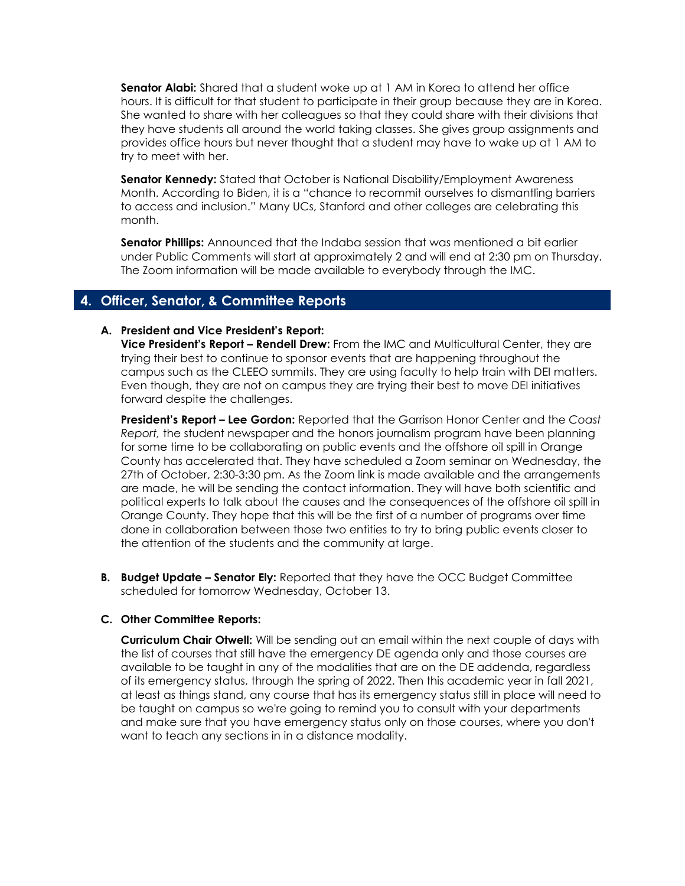**Senator Alabi:** Shared that a student woke up at 1 AM in Korea to attend her office hours. It is difficult for that student to participate in their group because they are in Korea. She wanted to share with her colleagues so that they could share with their divisions that they have students all around the world taking classes. She gives group assignments and provides office hours but never thought that a student may have to wake up at 1 AM to try to meet with her.

**Senator Kennedy:** Stated that October is National Disability/Employment Awareness Month. According to Biden, it is a "chance to recommit ourselves to dismantling barriers to access and inclusion." Many UCs, Stanford and other colleges are celebrating this month.

**Senator Phillips:** Announced that the Indaba session that was mentioned a bit earlier under Public Comments will start at approximately 2 and will end at 2:30 pm on Thursday. The Zoom information will be made available to everybody through the IMC.

## 4. Officer, Senator, & Committee Reports

**A. President and Vice President's Report:**

**Vice President's Report – Rendell Drew:** From the IMC and Multicultural Center, they are trying their best to continue to sponsor events that are happening throughout the campus such as the CLEEO summits. They are using faculty to help train with DEI matters. Even though, they are not on campus they are trying their best to move DEI initiatives forward despite the challenges.

**President's Report – Lee Gordon:** Reported that the Garrison Honor Center and the *Coast Report,* the student newspaper and the honors journalism program have been planning for some time to be collaborating on public events and the offshore oil spill in Orange County has accelerated that. They have scheduled a Zoom seminar on Wednesday, the 27th of October, 2:30-3:30 pm. As the Zoom link is made available and the arrangements are made, he will be sending the contact information. They will have both scientific and political experts to talk about the causes and the consequences of the offshore oil spill in Orange County. They hope that this will be the first of a number of programs over time done in collaboration between those two entities to try to bring public events closer to the attention of the students and the community at large.

**B. Budget Update – Senator Ely:** Reported that they have the OCC Budget Committee scheduled for tomorrow Wednesday, October 13.

**C. Other Committee Reports:**

**Curriculum Chair Otwell:** Will be sending out an email within the next couple of days with the list of courses that still have the emergency DE agenda only and those courses are available to be taught in any of the modalities that are on the DE addenda, regardless of its emergency status, through the spring of 2022. Then this academic year in fall 2021, at least as things stand, any course that has its emergency status still in place will need to be taught on campus so we're going to remind you to consult with your departments and make sure that you have emergency status only on those courses, where you don't want to teach any sections in in a distance modality.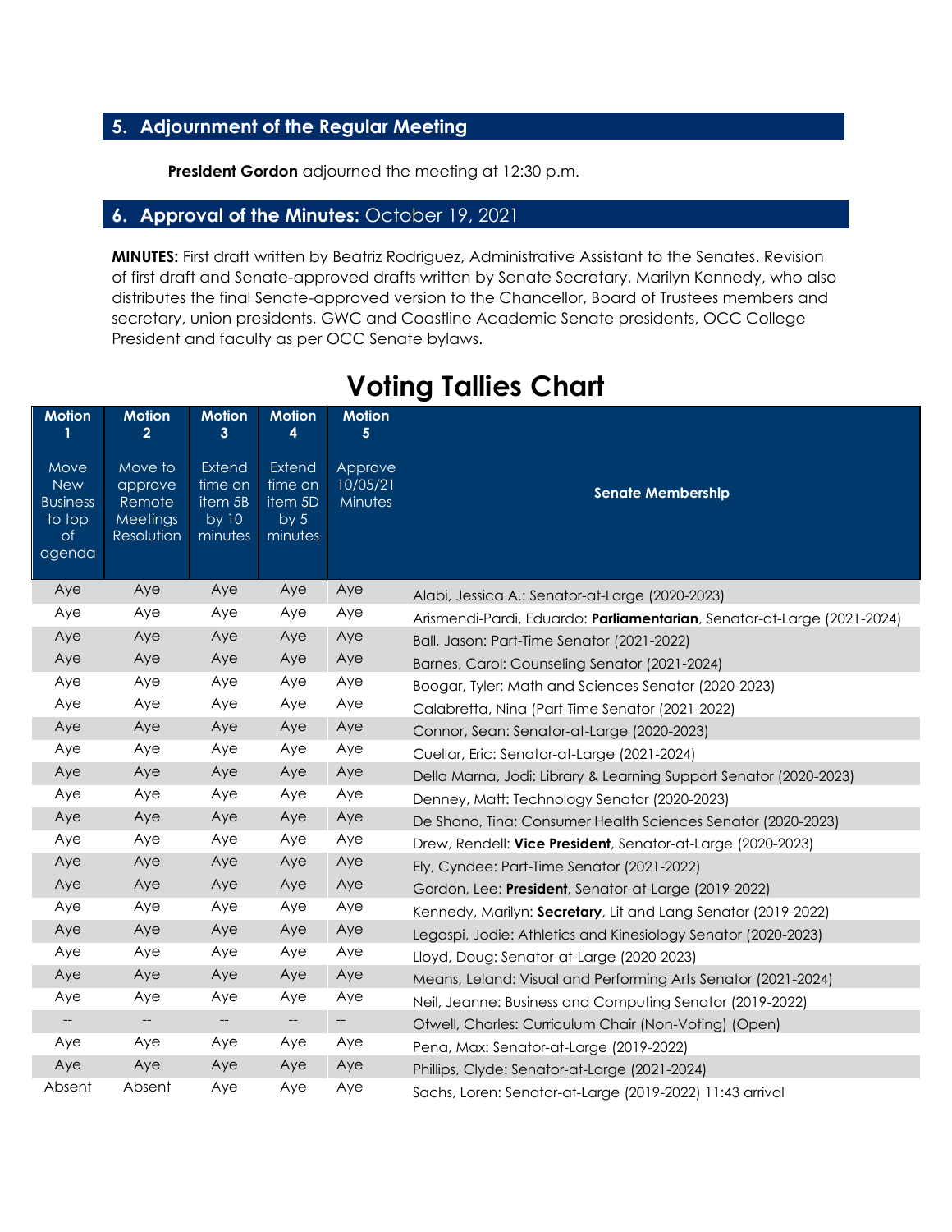## 5. Adjournment of the Regular Meeting

**President Gordon** adjourned the meeting at 12:30 p.m.

## 6. Approval of the Minutes: October 19, 2021

**MINUTES:** First draft written by Beatriz Rodriguez, Administrative Assistant to the Senates. Revision of first draft and Senate-approved drafts written by Senate Secretary, Marilyn Kennedy, who also distributes the final Senate-approved version to the Chancellor, Board of Trustees members and secretary, union presidents, GWC and Coastline Academic Senate presidents, OCC College President and faculty as per OCC Senate bylaws.

# Voting Tallies Chart

| Motion 1 Move New Business to top of agenda | Motion 2 Move to approve Remote Meetings Resolution | Motion 3 Extend time on item 5B by 10 minutes | Motion 4 Extend time on item 5D by 5 minutes | Motion 5 Approve 10/05/21 Minutes | Senate Membership |
|---|---|---|---|---|---|
| Aye | Aye | Aye | Aye | Aye | Alabi, Jessica A.: Senator-at-Large (2020-2023) |
| Aye | Aye | Aye | Aye | Aye | Arismendi-Pardi, Eduardo: **Parliamentarian**, Senator-at-Large (2021-2024) |
| Aye | Aye | Aye | Aye | Aye | Ball, Jason: Part-Time Senator (2021-2022) |
| Aye | Aye | Aye | Aye | Aye | Barnes, Carol: Counseling Senator (2021-2024) |
| Aye | Aye | Aye | Aye | Aye | Boogar, Tyler: Math and Sciences Senator (2020-2023) |
| Aye | Aye | Aye | Aye | Aye | Calabretta, Nina (Part-Time Senator (2021-2022) |
| Aye | Aye | Aye | Aye | Aye | Connor, Sean: Senator-at-Large (2020-2023) |
| Aye | Aye | Aye | Aye | Aye | Cuellar, Eric: Senator-at-Large (2021-2024) |
| Aye | Aye | Aye | Aye | Aye | Della Marna, Jodi: Library & Learning Support Senator (2020-2023) |
| Aye | Aye | Aye | Aye | Aye | Denney, Matt: Technology Senator (2020-2023) |
| Aye | Aye | Aye | Aye | Aye | De Shano, Tina: Consumer Health Sciences Senator (2020-2023) |
| Aye | Aye | Aye | Aye | Aye | Drew, Rendell: **Vice President**, Senator-at-Large (2020-2023) |
| Aye | Aye | Aye | Aye | Aye | Ely, Cyndee: Part-Time Senator (2021-2022) |
| Aye | Aye | Aye | Aye | Aye | Gordon, Lee: **President**, Senator-at-Large (2019-2022) |
| Aye | Aye | Aye | Aye | Aye | Kennedy, Marilyn: **Secretary**, Lit and Lang Senator (2019-2022) |
| Aye | Aye | Aye | Aye | Aye | Legaspi, Jodie: Athletics and Kinesiology Senator (2020-2023) |
| Aye | Aye | Aye | Aye | Aye | Lloyd, Doug: Senator-at-Large (2020-2023) |
| Aye | Aye | Aye | Aye | Aye | Means, Leland: Visual and Performing Arts Senator (2021-2024) |
| Aye | Aye | Aye | Aye | Aye | Neil, Jeanne: Business and Computing Senator (2019-2022) |
| -- | -- | -- | -- | -- | Otwell, Charles: Curriculum Chair (Non-Voting) (Open) |
| Aye | Aye | Aye | Aye | Aye | Pena, Max: Senator-at-Large (2019-2022) |
| Aye | Aye | Aye | Aye | Aye | Phillips, Clyde: Senator-at-Large (2021-2024) |
| Absent | Absent | Aye | Aye | Aye | Sachs, Loren: Senator-at-Large (2019-2022) 11:43 arrival |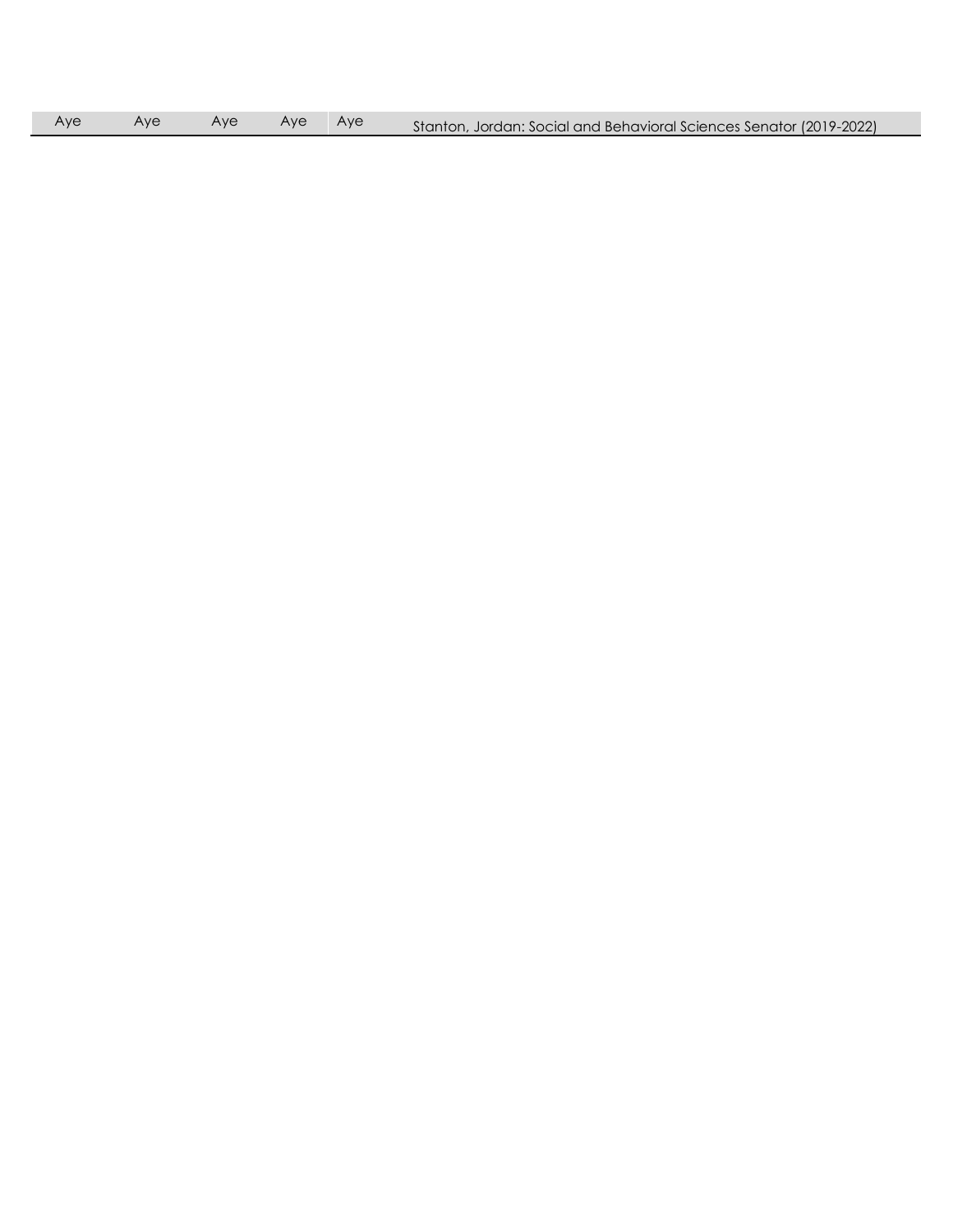| | | | | | |
|---|---|---|---|---|---|
| Aye | Aye | Aye | Aye | Aye | Stanton, Jordan: Social and Behavioral Sciences Senator (2019-2022) |